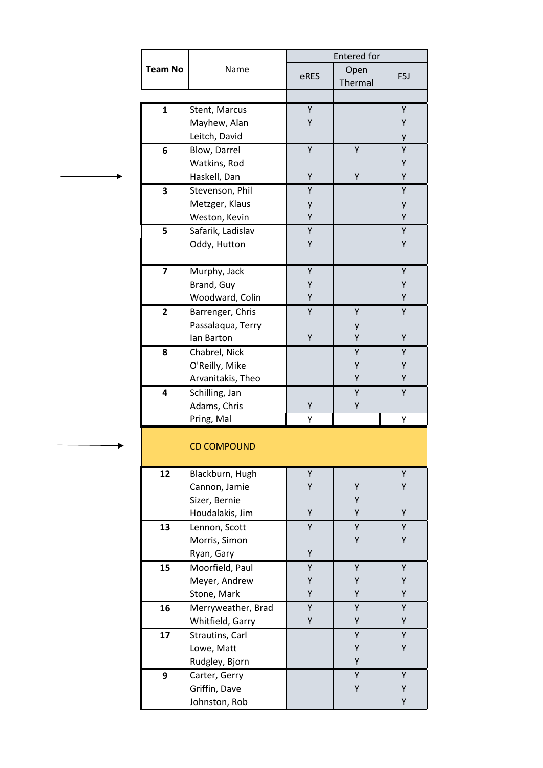| Team No | Name | Entered for | | |
|---|---|---|---|---|
| | | eRES | Open Thermal | F5J |
| 1 | Stent, Marcus | Y | | Y |
| | Mayhew, Alan | Y | | Y |
| | Leitch, David | | | y |
| 6 | Blow, Darrel | Y | Y | Y |
| | Watkins, Rod | | | Y |
| | Haskell, Dan | Y | Y | Y |
| 3 | Stevenson, Phil | Y | | Y |
| | Metzger, Klaus | y | | y |
| | Weston, Kevin | Y | | Y |
| 5 | Safarik, Ladislav | Y | | Y |
| | Oddy, Hutton | Y | | Y |
| 7 | Murphy, Jack | Y | | Y |
| | Brand, Guy | Y | | Y |
| | Woodward, Colin | Y | | Y |
| 2 | Barrenger, Chris | Y | Y | Y |
| | Passalaqua, Terry | | y | |
| | Ian Barton | Y | Y | Y |
| 8 | Chabrel, Nick | | Y | Y |
| | O'Reilly, Mike | | Y | Y |
| | Arvanitakis, Theo | | Y | Y |
| 4 | Schilling, Jan | | Y | Y |
| | Adams, Chris | Y | Y | |
| | Pring, Mal | Y | | Y |
| | CD COMPOUND | | | |
| 12 | Blackburn, Hugh | Y | | Y |
| | Cannon, Jamie | Y | Y | Y |
| | Sizer, Bernie | | Y | |
| | Houdalakis, Jim | Y | Y | Y |
| 13 | Lennon, Scott | Y | Y | Y |
| | Morris, Simon | | Y | Y |
| | Ryan, Gary | Y | | |
| 15 | Moorfield, Paul | Y | Y | Y |
| | Meyer, Andrew | Y | Y | Y |
| | Stone, Mark | Y | Y | Y |
| 16 | Merryweather, Brad | Y | Y | Y |
| | Whitfield, Garry | Y | Y | Y |
| 17 | Strautins, Carl | | Y | Y |
| | Lowe, Matt | | Y | Y |
| | Rudgley, Bjorn | | Y | |
| 9 | Carter, Gerry | | Y | Y |
| | Griffin, Dave | | Y | Y |
| | Johnston, Rob | | | Y |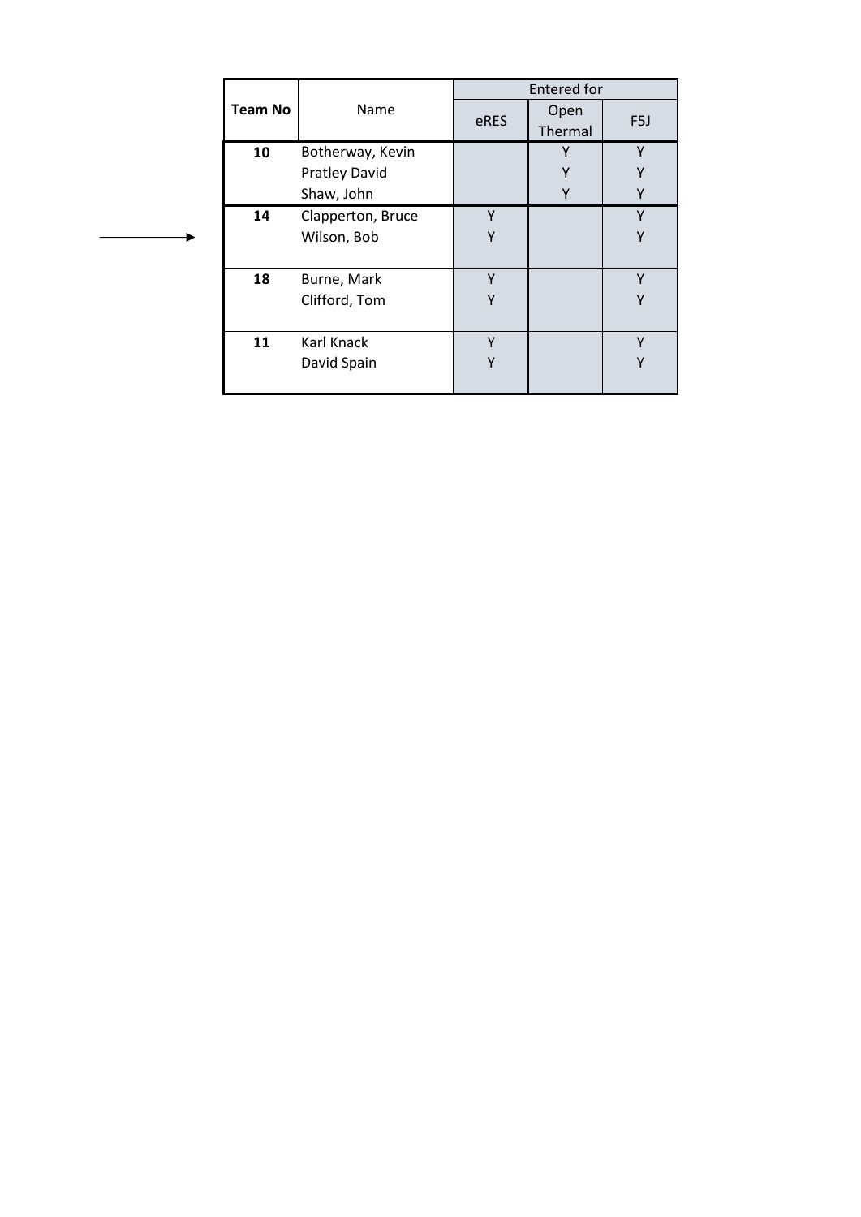| Team No | Name | Entered for | | |
|---|---|---|---|---|
| | | eRES | Open Thermal | F5J |
| **10** | Botherway, Kevin | | Y | Y |
| | Pratley David | | Y | Y |
| | Shaw, John | | Y | Y |
| **14** | Clapperton, Bruce | Y | | Y |
| | Wilson, Bob | Y | | Y |
| **18** | Burne, Mark | Y | | Y |
| | Clifford, Tom | Y | | Y |
| **11** | Karl Knack | Y | | Y |
| | David Spain | Y | | Y |